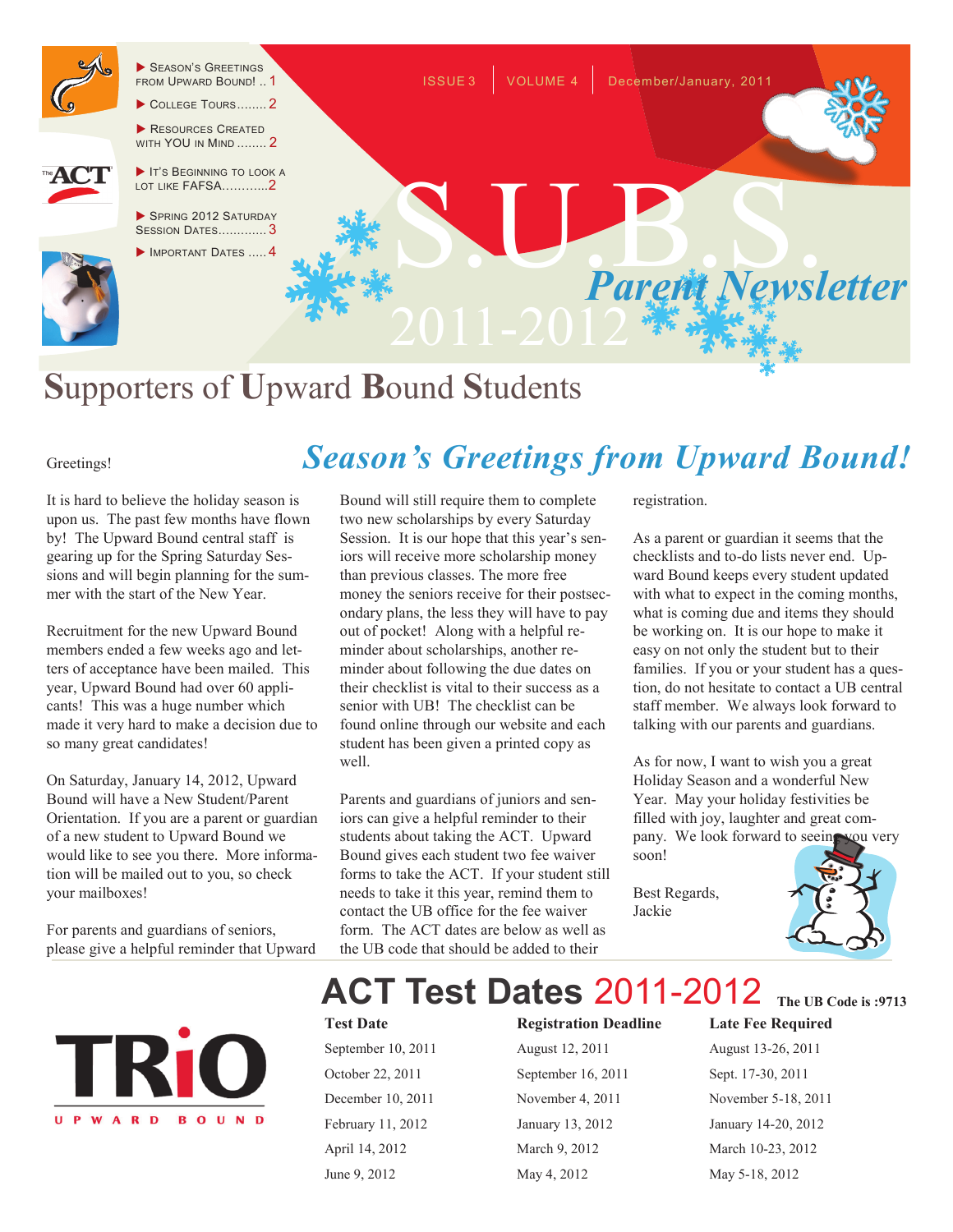- Season's Greetings from Upward Bound! .. 1
- College Tours........ 2
- Resources Created with YOU in Mind ........ 2
- It's Beginning to Look a Lot Like FAFSA...........2
- Spring 2012 Saturday Session Dates............ 3
- Important Dates ..... 4

ISSUE 3 | VOLUME 4 | December/January, 2011

# S.U.B.S.

## *Parent Newsletter*

2011-2012

## Supporters of Upward Bound Students

## *Season's Greetings from Upward Bound!*

Greetings!

It is hard to believe the holiday season is upon us. The past few months have flown by! The Upward Bound central staff is gearing up for the Spring Saturday Sessions and will begin planning for the summer with the start of the New Year.

Recruitment for the new Upward Bound members ended a few weeks ago and letters of acceptance have been mailed. This year, Upward Bound had over 60 applicants! This was a huge number which made it very hard to make a decision due to so many great candidates!

On Saturday, January 14, 2012, Upward Bound will have a New Student/Parent Orientation. If you are a parent or guardian of a new student to Upward Bound we would like to see you there. More information will be mailed out to you, so check your mailboxes!

For parents and guardians of seniors, please give a helpful reminder that Upward Bound will still require them to complete two new scholarships by every Saturday Session. It is our hope that this year's seniors will receive more scholarship money than previous classes. The more free money the seniors receive for their postsecondary plans, the less they will have to pay out of pocket! Along with a helpful reminder about scholarships, another reminder about following the due dates on their checklist is vital to their success as a senior with UB! The checklist can be found online through our website and each student has been given a printed copy as well.

Parents and guardians of juniors and seniors can give a helpful reminder to their students about taking the ACT. Upward Bound gives each student two fee waiver forms to take the ACT. If your student still needs to take it this year, remind them to contact the UB office for the fee waiver form. The ACT dates are below as well as the UB code that should be added to their registration.

As a parent or guardian it seems that the checklists and to-do lists never end. Upward Bound keeps every student updated with what to expect in the coming months, what is coming due and items they should be working on. It is our hope to make it easy on not only the student but to their families. If you or your student has a question, do not hesitate to contact a UB central staff member. We always look forward to talking with our parents and guardians.

As for now, I want to wish you a great Holiday Season and a wonderful New Year. May your holiday festivities be filled with joy, laughter and great company. We look forward to seeing you very soon!

Best Regards,
Jackie

## ACT Test Dates 2011-2012

**The UB Code is :9713**

| Test Date | Registration Deadline | Late Fee Required |
|---|---|---|
| September 10, 2011 | August 12, 2011 | August 13-26, 2011 |
| October 22, 2011 | September 16, 2011 | Sept. 17-30, 2011 |
| December 10, 2011 | November 4, 2011 | November 5-18, 2011 |
| February 11, 2012 | January 13, 2012 | January 14-20, 2012 |
| April 14, 2012 | March 9, 2012 | March 10-23, 2012 |
| June 9, 2012 | May 4, 2012 | May 5-18, 2012 |

TRiO UPWARD BOUND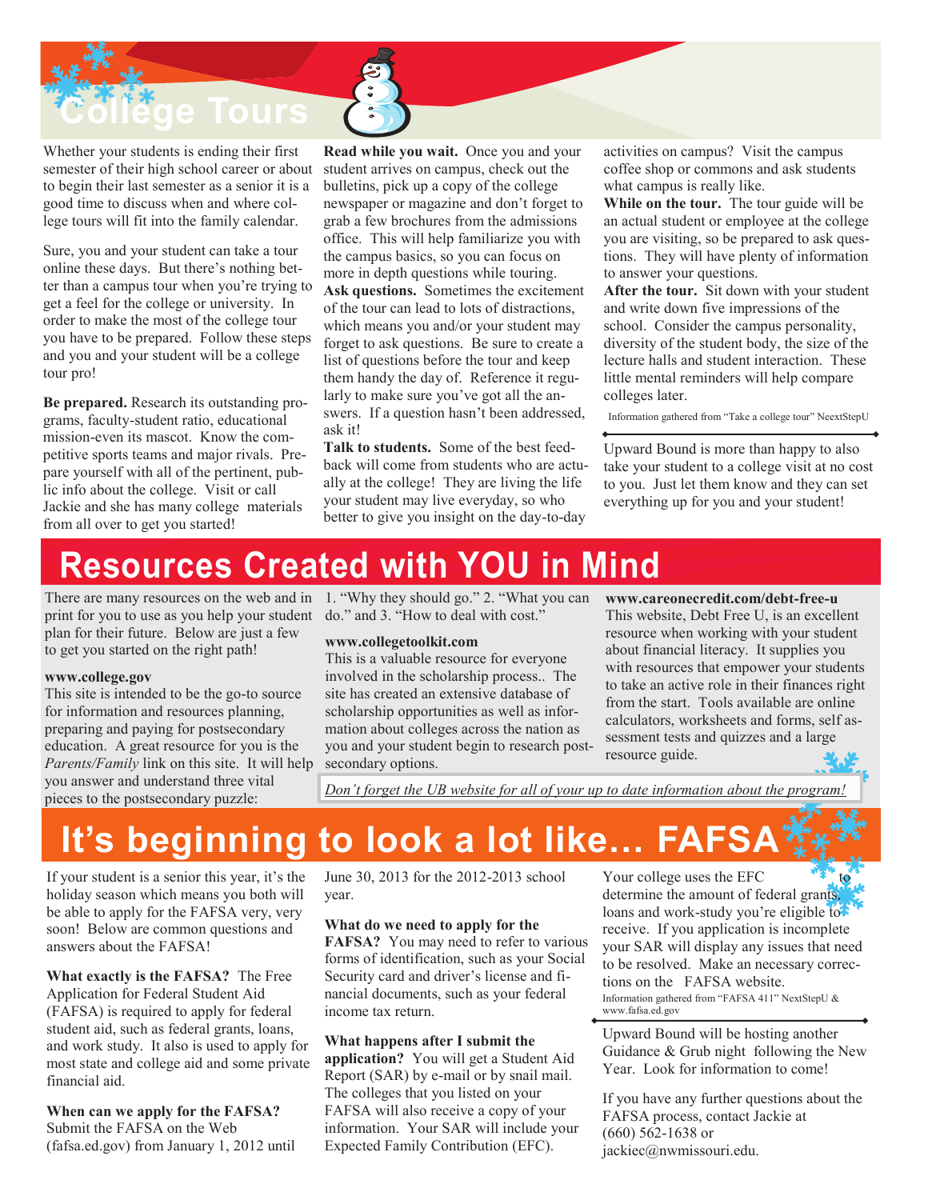# College Tours

Whether your students is ending their first semester of their high school career or about to begin their last semester as a senior it is a good time to discuss when and where college tours will fit into the family calendar.

Sure, you and your student can take a tour online these days. But there's nothing better than a campus tour when you're trying to get a feel for the college or university. In order to make the most of the college tour you have to be prepared. Follow these steps and you and your student will be a college tour pro!

**Be prepared.** Research its outstanding programs, faculty-student ratio, educational mission-even its mascot. Know the competitive sports teams and major rivals. Prepare yourself with all of the pertinent, public info about the college. Visit or call Jackie and she has many college materials from all over to get you started!

**Read while you wait.** Once you and your student arrives on campus, check out the bulletins, pick up a copy of the college newspaper or magazine and don't forget to grab a few brochures from the admissions office. This will help familiarize you with the campus basics, so you can focus on more in depth questions while touring.

**Ask questions.** Sometimes the excitement of the tour can lead to lots of distractions, which means you and/or your student may forget to ask questions. Be sure to create a list of questions before the tour and keep them handy the day of. Reference it regularly to make sure you've got all the answers. If a question hasn't been addressed, ask it!

**Talk to students.** Some of the best feedback will come from students who are actually at the college! They are living the life your student may live everyday, so who better to give you insight on the day-to-day activities on campus? Visit the campus coffee shop or commons and ask students what campus is really like.

**While on the tour.** The tour guide will be an actual student or employee at the college you are visiting, so be prepared to ask questions. They will have plenty of information to answer your questions.

**After the tour.** Sit down with your student and write down five impressions of the school. Consider the campus personality, diversity of the student body, the size of the lecture halls and student interaction. These little mental reminders will help compare colleges later.

Information gathered from "Take a college tour" NeextStepU

Upward Bound is more than happy to also take your student to a college visit at no cost to you. Just let them know and they can set everything up for you and your student!

# Resources Created with YOU in Mind

There are many resources on the web and in print for you to use as you help your student plan for their future. Below are just a few to get you started on the right path!

**www.college.gov**
This site is intended to be the go-to source for information and resources planning, preparing and paying for postsecondary education. A great resource for you is the *Parents/Family* link on this site. It will help you answer and understand three vital pieces to the postsecondary puzzle: 1. "Why they should go." 2. "What you can do." and 3. "How to deal with cost."

**www.collegetoolkit.com**
This is a valuable resource for everyone involved in the scholarship process.. The site has created an extensive database of scholarship opportunities as well as information about colleges across the nation as you and your student begin to research postsecondary options.

**www.careonecredit.com/debt-free-u**
This website, Debt Free U, is an excellent resource when working with your student about financial literacy. It supplies you with resources that empower your students to take an active role in their finances right from the start. Tools available are online calculators, worksheets and forms, self assessment tests and quizzes and a large resource guide.

*Don't forget the UB website for all of your up to date information about the program!*

# It's beginning to look a lot like… FAFSA

If your student is a senior this year, it's the holiday season which means you both will be able to apply for the FAFSA very, very soon! Below are common questions and answers about the FAFSA!

**What exactly is the FAFSA?** The Free Application for Federal Student Aid (FAFSA) is required to apply for federal student aid, such as federal grants, loans, and work study. It also is used to apply for most state and college aid and some private financial aid.

**When can we apply for the FAFSA?** Submit the FAFSA on the Web (fafsa.ed.gov) from January 1, 2012 until June 30, 2013 for the 2012-2013 school year.

**What do we need to apply for the FAFSA?** You may need to refer to various forms of identification, such as your Social Security card and driver's license and financial documents, such as your federal income tax return.

**What happens after I submit the application?** You will get a Student Aid Report (SAR) by e-mail or by snail mail. The colleges that you listed on your FAFSA will also receive a copy of your information. Your SAR will include your Expected Family Contribution (EFC). Your college uses the EFC to determine the amount of federal grants, loans and work-study you're eligible to receive. If you application is incomplete your SAR will display any issues that need to be resolved. Make an necessary corrections on the FAFSA website.

Information gathered from "FAFSA 411" NextStepU & www.fafsa.ed.gov

Upward Bound will be hosting another Guidance & Grub night following the New Year. Look for information to come!

If you have any further questions about the FAFSA process, contact Jackie at (660) 562-1638 or jackiec@nwmissouri.edu.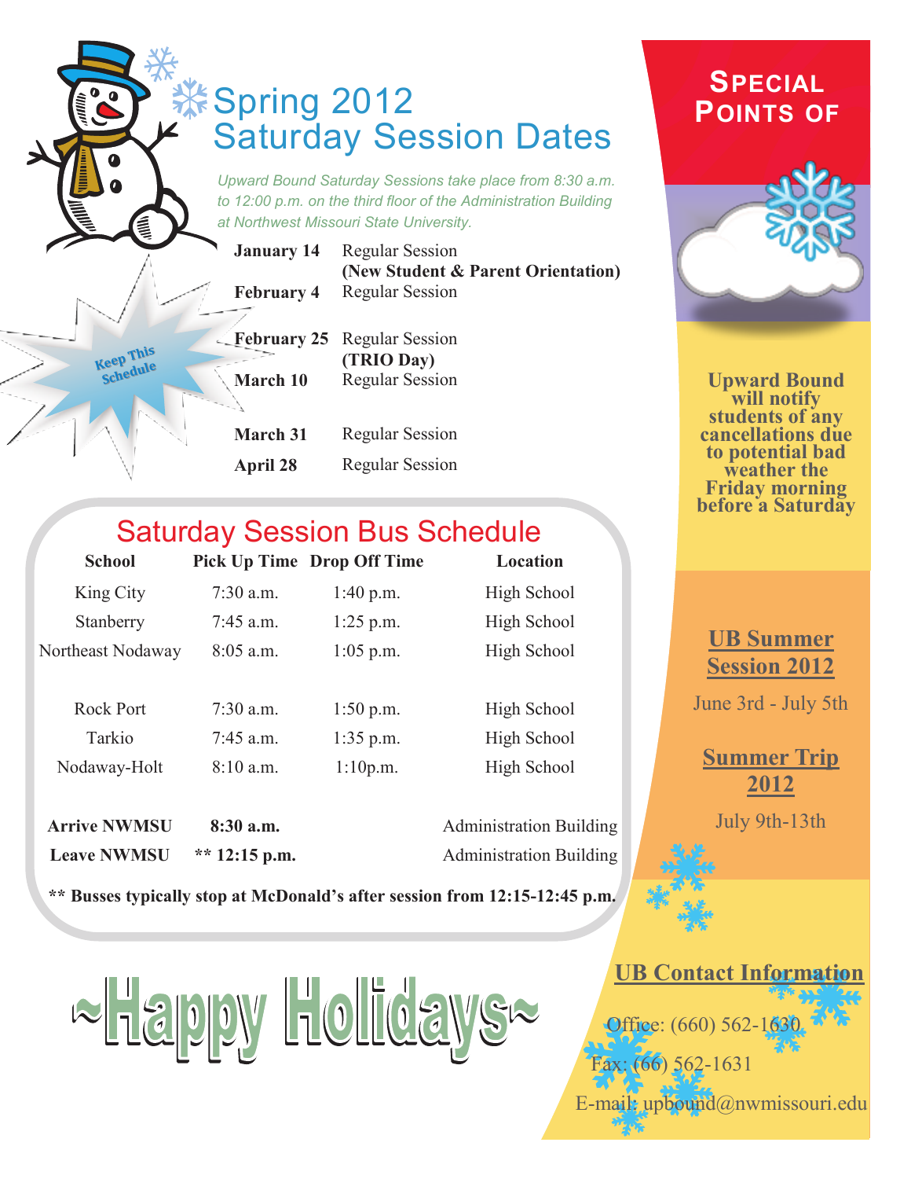# Spring 2012 Saturday Session Dates

*Upward Bound Saturday Sessions take place from 8:30 a.m. to 12:00 p.m. on the third floor of the Administration Building at Northwest Missouri State University.*

Keep This Schedule

| | |
|---|---|
| **January 14** | Regular Session **(New Student & Parent Orientation)** |
| **February 4** | Regular Session |
| **February 25** | Regular Session **(TRIO Day)** |
| **March 10** | Regular Session |
| **March 31** | Regular Session |
| **April 28** | Regular Session |

## Saturday Session Bus Schedule

| School | Pick Up Time | Drop Off Time | Location |
|---|---|---|---|
| King City | 7:30 a.m. | 1:40 p.m. | High School |
| Stanberry | 7:45 a.m. | 1:25 p.m. | High School |
| Northeast Nodaway | 8:05 a.m. | 1:05 p.m. | High School |
| Rock Port | 7:30 a.m. | 1:50 p.m. | High School |
| Tarkio | 7:45 a.m. | 1:35 p.m. | High School |
| Nodaway-Holt | 8:10 a.m. | 1:10p.m. | High School |
| **Arrive NWMSU** | **8:30 a.m.** | | Administration Building |
| **Leave NWMSU** | **** 12:15 p.m.** | | Administration Building |

**** Busses typically stop at McDonald's after session from 12:15-12:45 p.m.**

# ~Happy Holidays~

## Special Points of

**Upward Bound will notify students of any cancellations due to potential bad weather the Friday morning before a Saturday**

**UB Summer Session 2012**

June 3rd - July 5th

**Summer Trip 2012**

July 9th-13th

**UB Contact Information**

Office: (660) 562-1630

Fax: (66) 562-1631

E-mail: upbound@nwmissouri.edu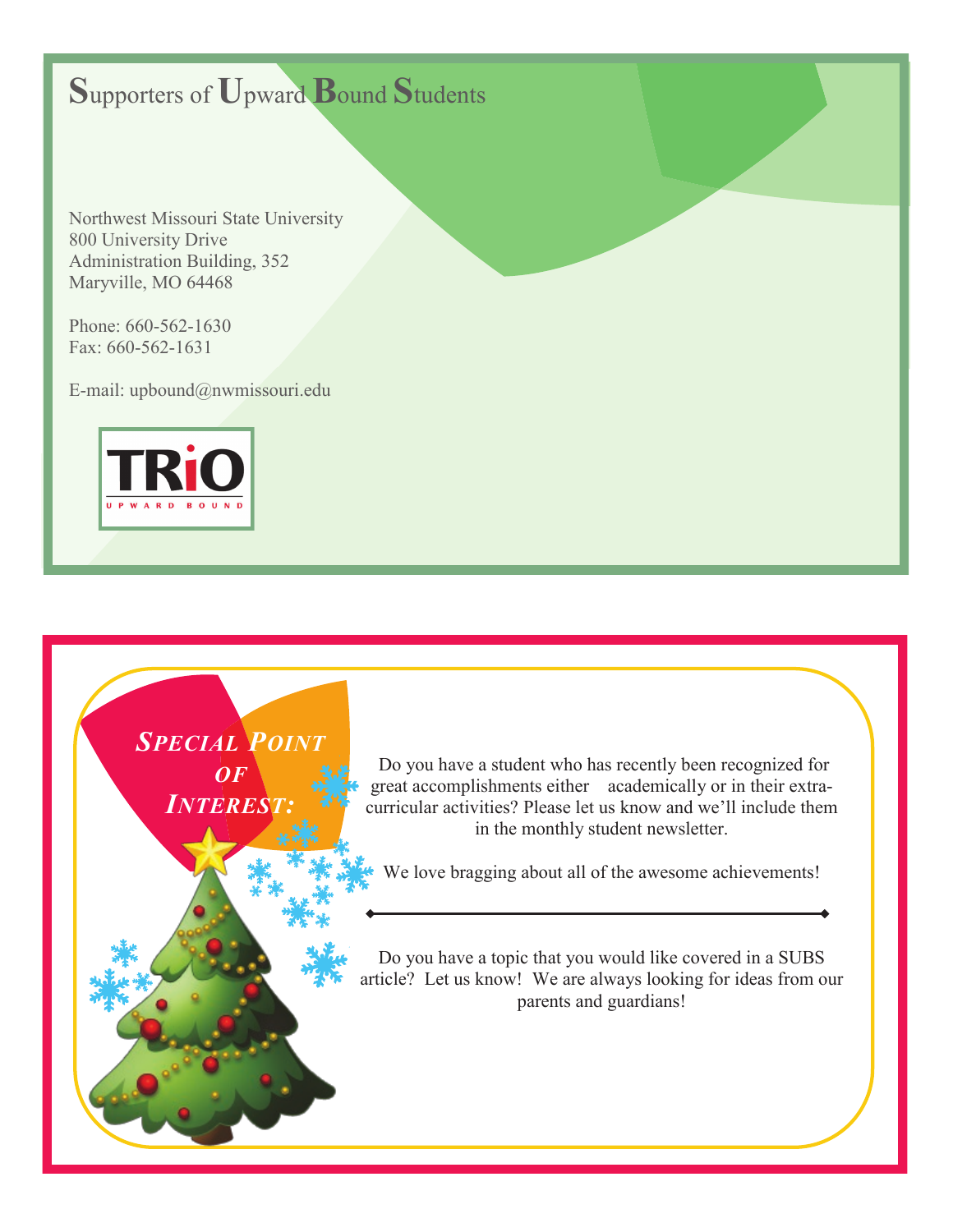# Supporters of Upward Bound Students

Northwest Missouri State University
800 University Drive
Administration Building, 352
Maryville, MO 64468

Phone: 660-562-1630
Fax: 660-562-1631

E-mail: upbound@nwmissouri.edu

TRiO
UPWARD BOUND

## *Special Point of Interest:*

Do you have a student who has recently been recognized for great accomplishments either academically or in their extra-curricular activities? Please let us know and we'll include them in the monthly student newsletter.

We love bragging about all of the awesome achievements!

---

Do you have a topic that you would like covered in a SUBS article? Let us know! We are always looking for ideas from our parents and guardians!